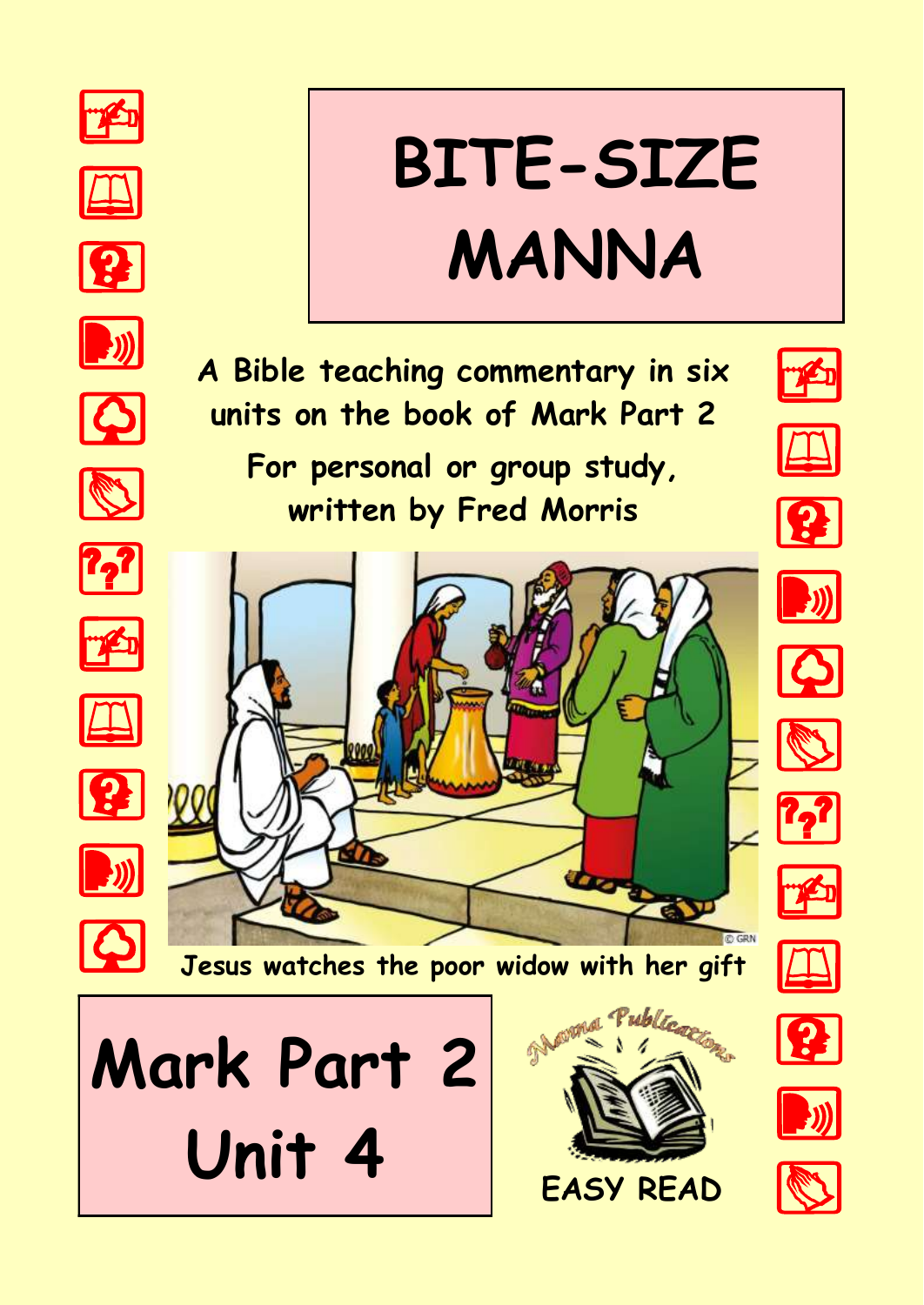# BITE-SIZE MANNA

A Bible teaching commentary in six units on the book of Mark Part 2

For personal or group study, written by Fred Morris

Jesus watches the poor widow with her gift

## Mark Part 2 Unit 4

Manna Publications

EASY READ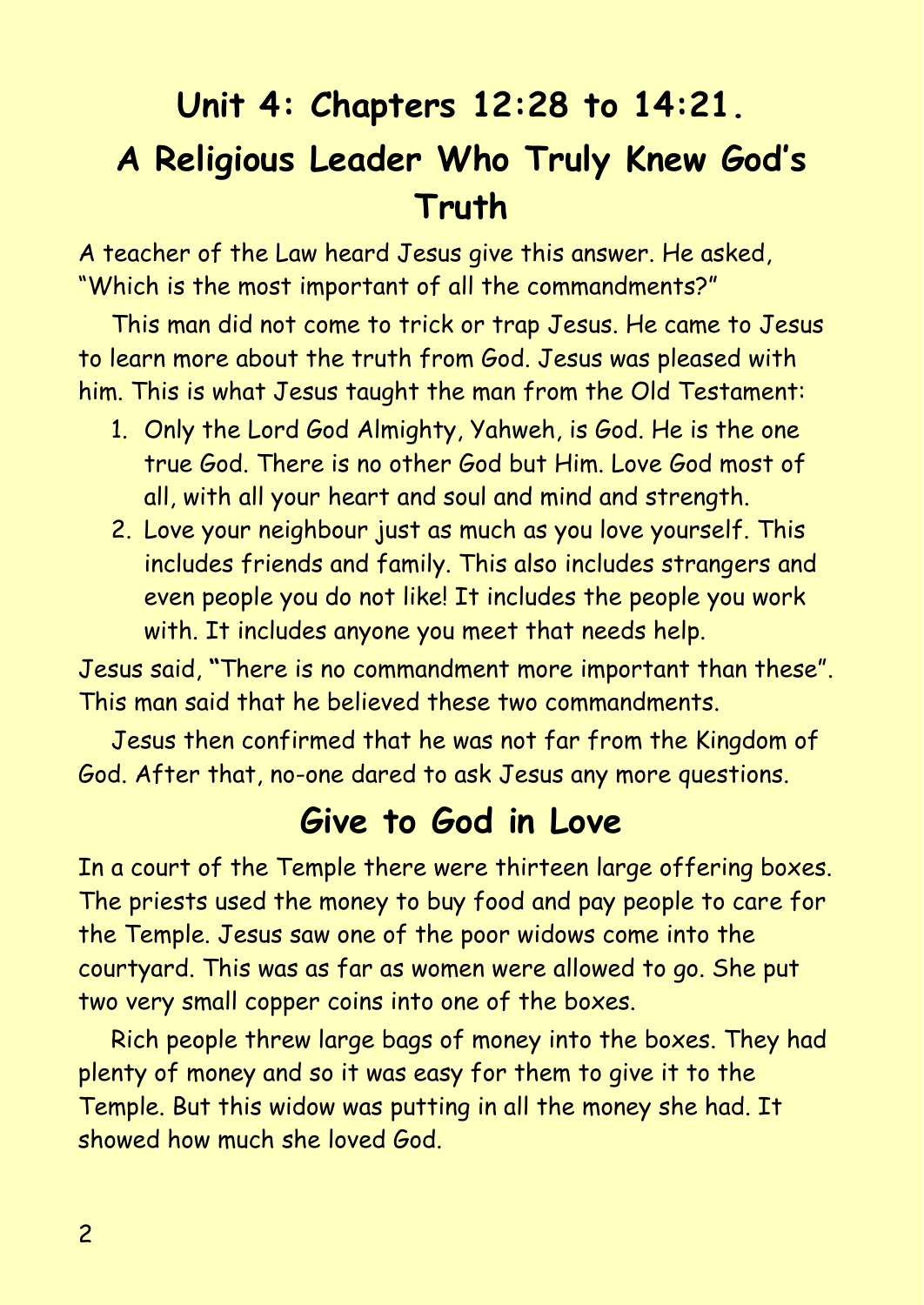# Unit 4: Chapters 12:28 to 14:21.

## A Religious Leader Who Truly Knew God's Truth

A teacher of the Law heard Jesus give this answer. He asked, "Which is the most important of all the commandments?"

This man did not come to trick or trap Jesus. He came to Jesus to learn more about the truth from God. Jesus was pleased with him. This is what Jesus taught the man from the Old Testament:

1. Only the Lord God Almighty, Yahweh, is God. He is the one true God. There is no other God but Him. Love God most of all, with all your heart and soul and mind and strength.
2. Love your neighbour just as much as you love yourself. This includes friends and family. This also includes strangers and even people you do not like! It includes the people you work with. It includes anyone you meet that needs help.

Jesus said, "There is no commandment more important than these". This man said that he believed these two commandments.

Jesus then confirmed that he was not far from the Kingdom of God. After that, no-one dared to ask Jesus any more questions.

## Give to God in Love

In a court of the Temple there were thirteen large offering boxes. The priests used the money to buy food and pay people to care for the Temple. Jesus saw one of the poor widows come into the courtyard. This was as far as women were allowed to go. She put two very small copper coins into one of the boxes.

Rich people threw large bags of money into the boxes. They had plenty of money and so it was easy for them to give it to the Temple. But this widow was putting in all the money she had. It showed how much she loved God.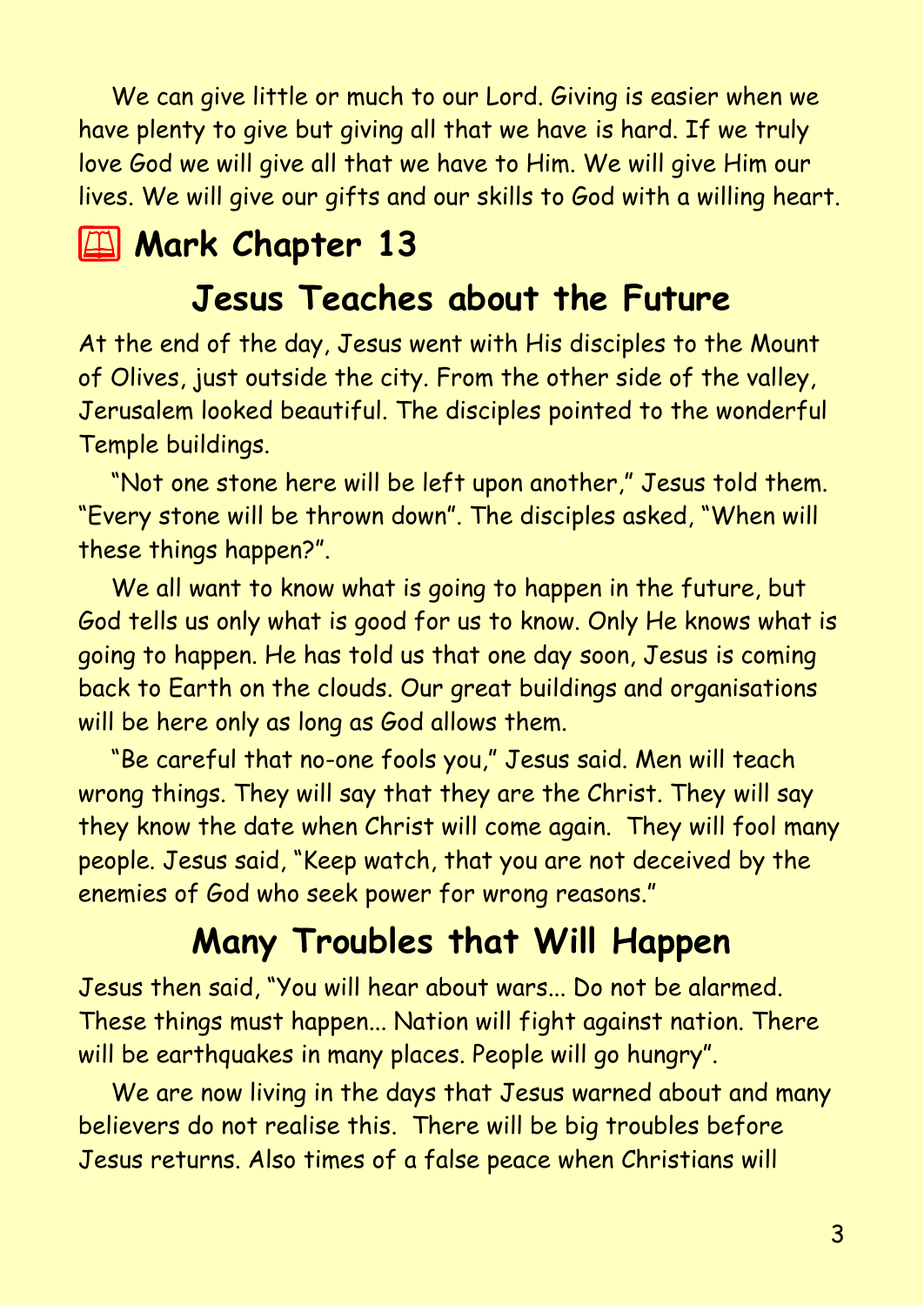We can give little or much to our Lord. Giving is easier when we have plenty to give but giving all that we have is hard. If we truly love God we will give all that we have to Him. We will give Him our lives. We will give our gifts and our skills to God with a willing heart.

# Mark Chapter 13

## Jesus Teaches about the Future

At the end of the day, Jesus went with His disciples to the Mount of Olives, just outside the city. From the other side of the valley, Jerusalem looked beautiful. The disciples pointed to the wonderful Temple buildings.

"Not one stone here will be left upon another," Jesus told them. "Every stone will be thrown down". The disciples asked, "When will these things happen?".

We all want to know what is going to happen in the future, but God tells us only what is good for us to know. Only He knows what is going to happen. He has told us that one day soon, Jesus is coming back to Earth on the clouds. Our great buildings and organisations will be here only as long as God allows them.

"Be careful that no-one fools you," Jesus said. Men will teach wrong things. They will say that they are the Christ. They will say they know the date when Christ will come again. They will fool many people. Jesus said, "Keep watch, that you are not deceived by the enemies of God who seek power for wrong reasons."

## Many Troubles that Will Happen

Jesus then said, "You will hear about wars... Do not be alarmed. These things must happen... Nation will fight against nation. There will be earthquakes in many places. People will go hungry".

We are now living in the days that Jesus warned about and many believers do not realise this. There will be big troubles before Jesus returns. Also times of a false peace when Christians will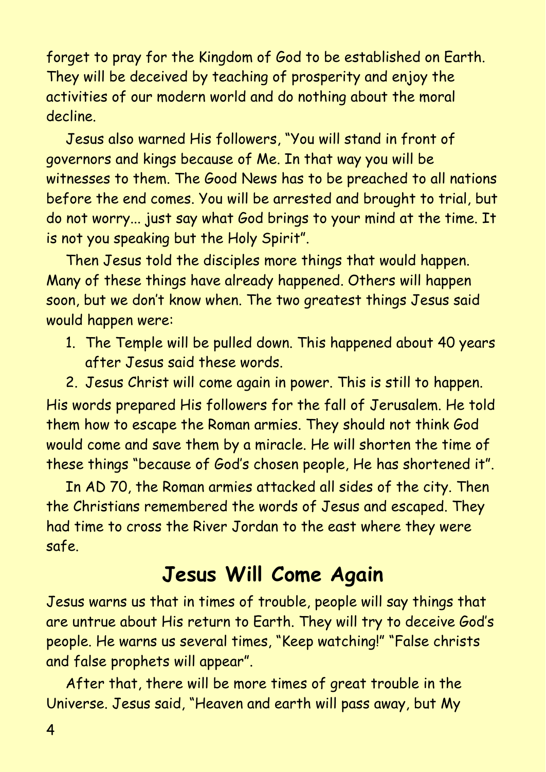forget to pray for the Kingdom of God to be established on Earth. They will be deceived by teaching of prosperity and enjoy the activities of our modern world and do nothing about the moral decline.

Jesus also warned His followers, "You will stand in front of governors and kings because of Me. In that way you will be witnesses to them. The Good News has to be preached to all nations before the end comes. You will be arrested and brought to trial, but do not worry... just say what God brings to your mind at the time. It is not you speaking but the Holy Spirit".

Then Jesus told the disciples more things that would happen. Many of these things have already happened. Others will happen soon, but we don't know when. The two greatest things Jesus said would happen were:

1. The Temple will be pulled down. This happened about 40 years after Jesus said these words.
2. Jesus Christ will come again in power. This is still to happen.

His words prepared His followers for the fall of Jerusalem. He told them how to escape the Roman armies. They should not think God would come and save them by a miracle. He will shorten the time of these things "because of God's chosen people, He has shortened it".

In AD 70, the Roman armies attacked all sides of the city. Then the Christians remembered the words of Jesus and escaped. They had time to cross the River Jordan to the east where they were safe.

## Jesus Will Come Again

Jesus warns us that in times of trouble, people will say things that are untrue about His return to Earth. They will try to deceive God's people. He warns us several times, "Keep watching!" "False christs and false prophets will appear".

After that, there will be more times of great trouble in the Universe. Jesus said, "Heaven and earth will pass away, but My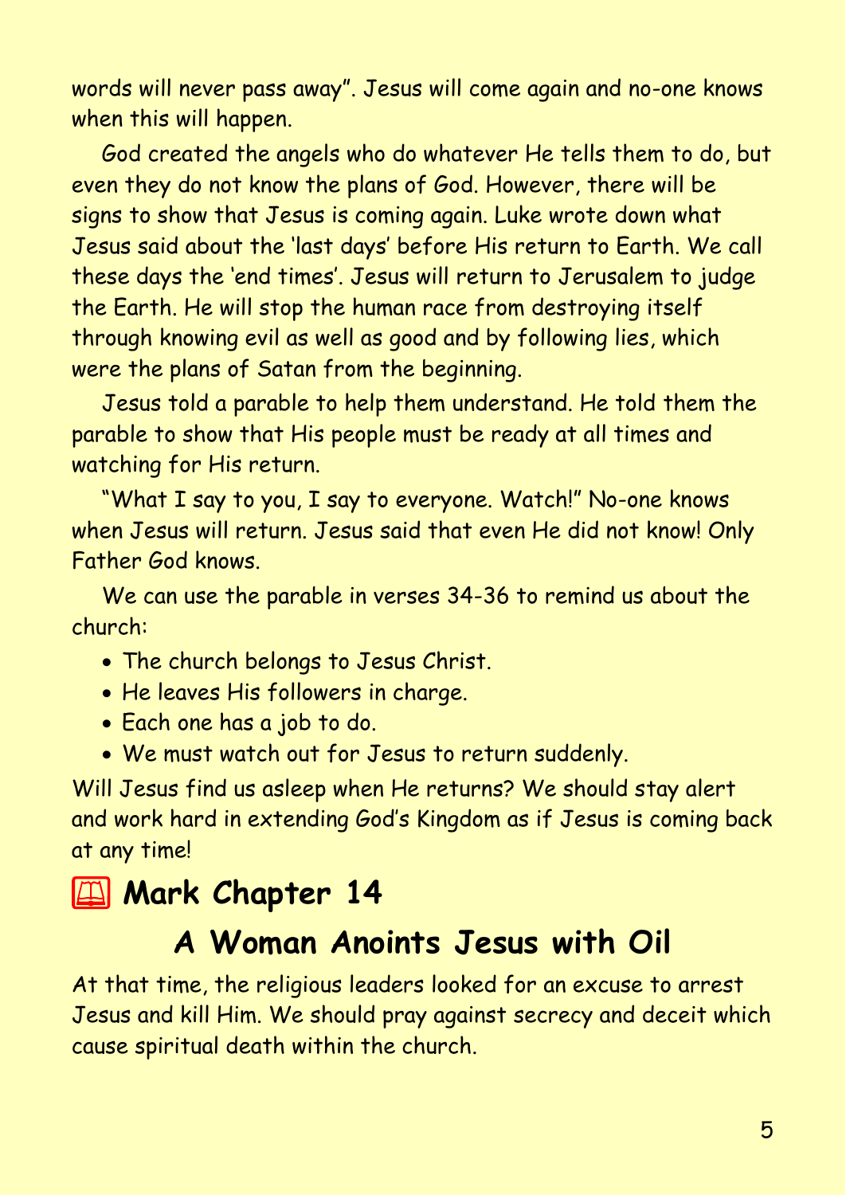words will never pass away". Jesus will come again and no-one knows when this will happen.

God created the angels who do whatever He tells them to do, but even they do not know the plans of God. However, there will be signs to show that Jesus is coming again. Luke wrote down what Jesus said about the 'last days' before His return to Earth. We call these days the 'end times'. Jesus will return to Jerusalem to judge the Earth. He will stop the human race from destroying itself through knowing evil as well as good and by following lies, which were the plans of Satan from the beginning.

Jesus told a parable to help them understand. He told them the parable to show that His people must be ready at all times and watching for His return.

"What I say to you, I say to everyone. Watch!" No-one knows when Jesus will return. Jesus said that even He did not know! Only Father God knows.

We can use the parable in verses 34-36 to remind us about the church:

- The church belongs to Jesus Christ.
- He leaves His followers in charge.
- Each one has a job to do.
- We must watch out for Jesus to return suddenly.

Will Jesus find us asleep when He returns? We should stay alert and work hard in extending God's Kingdom as if Jesus is coming back at any time!

# 📖 Mark Chapter 14

## A Woman Anoints Jesus with Oil

At that time, the religious leaders looked for an excuse to arrest Jesus and kill Him. We should pray against secrecy and deceit which cause spiritual death within the church.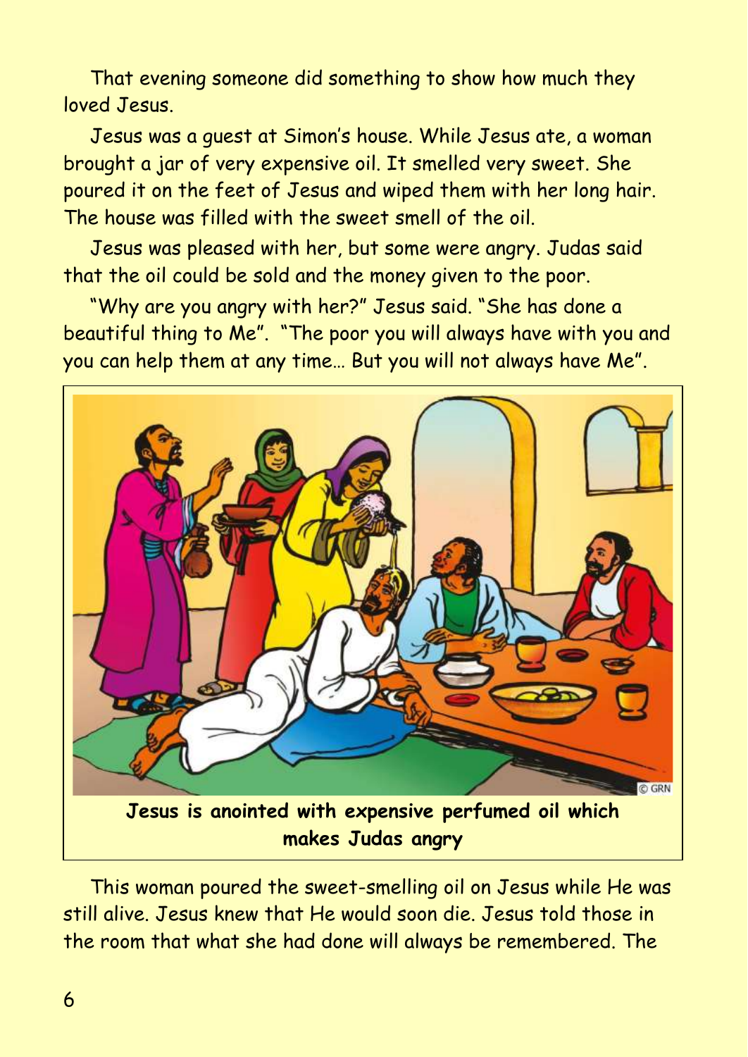That evening someone did something to show how much they loved Jesus.

Jesus was a guest at Simon's house. While Jesus ate, a woman brought a jar of very expensive oil. It smelled very sweet. She poured it on the feet of Jesus and wiped them with her long hair. The house was filled with the sweet smell of the oil.

Jesus was pleased with her, but some were angry. Judas said that the oil could be sold and the money given to the poor.

"Why are you angry with her?" Jesus said. "She has done a beautiful thing to Me". "The poor you will always have with you and you can help them at any time… But you will not always have Me".

**Jesus is anointed with expensive perfumed oil which makes Judas angry**

This woman poured the sweet-smelling oil on Jesus while He was still alive. Jesus knew that He would soon die. Jesus told those in the room that what she had done will always be remembered. The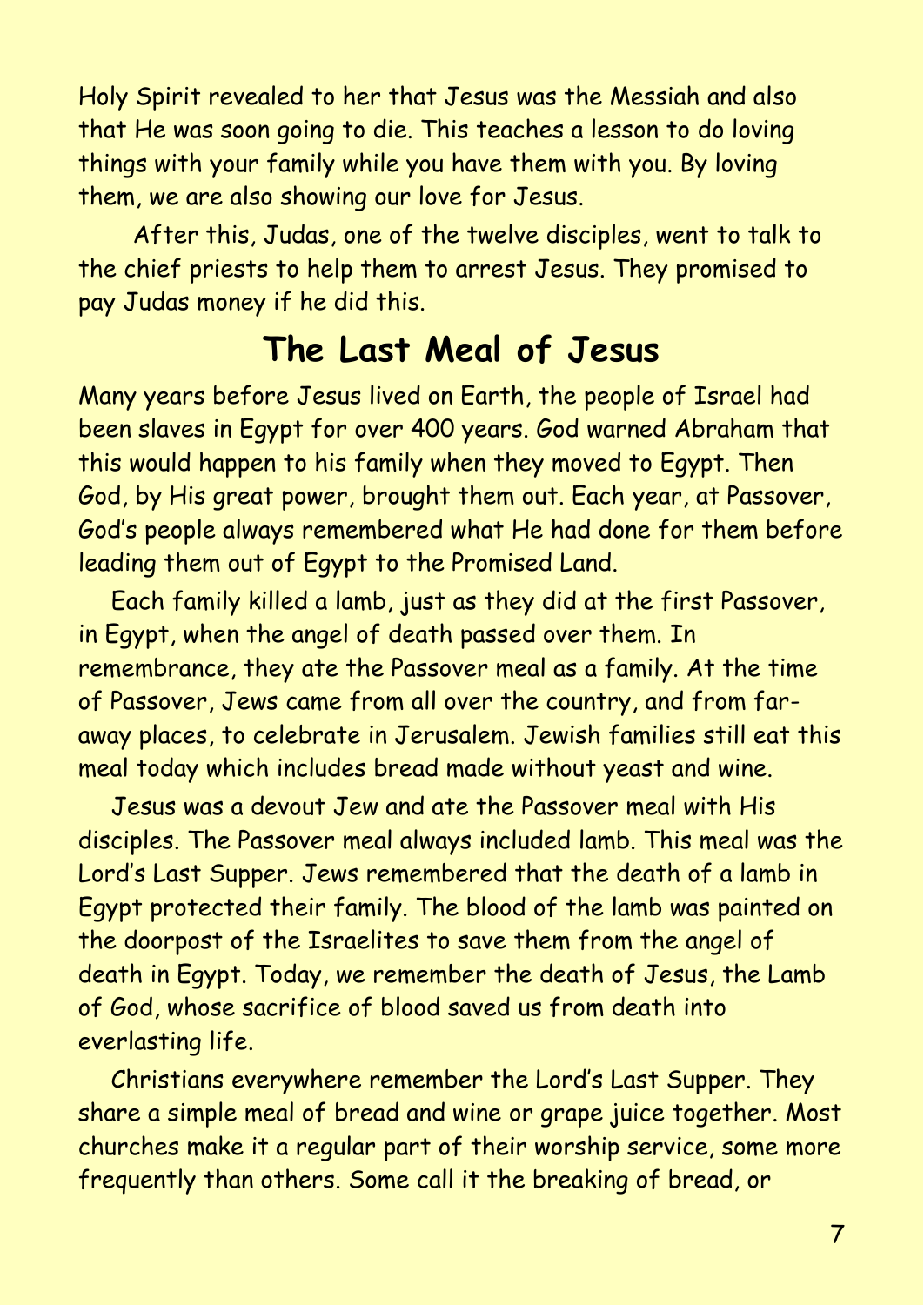Holy Spirit revealed to her that Jesus was the Messiah and also that He was soon going to die. This teaches a lesson to do loving things with your family while you have them with you. By loving them, we are also showing our love for Jesus.

After this, Judas, one of the twelve disciples, went to talk to the chief priests to help them to arrest Jesus. They promised to pay Judas money if he did this.

## The Last Meal of Jesus

Many years before Jesus lived on Earth, the people of Israel had been slaves in Egypt for over 400 years. God warned Abraham that this would happen to his family when they moved to Egypt. Then God, by His great power, brought them out. Each year, at Passover, God's people always remembered what He had done for them before leading them out of Egypt to the Promised Land.

Each family killed a lamb, just as they did at the first Passover, in Egypt, when the angel of death passed over them. In remembrance, they ate the Passover meal as a family. At the time of Passover, Jews came from all over the country, and from far-away places, to celebrate in Jerusalem. Jewish families still eat this meal today which includes bread made without yeast and wine.

Jesus was a devout Jew and ate the Passover meal with His disciples. The Passover meal always included lamb. This meal was the Lord's Last Supper. Jews remembered that the death of a lamb in Egypt protected their family. The blood of the lamb was painted on the doorpost of the Israelites to save them from the angel of death in Egypt. Today, we remember the death of Jesus, the Lamb of God, whose sacrifice of blood saved us from death into everlasting life.

Christians everywhere remember the Lord's Last Supper. They share a simple meal of bread and wine or grape juice together. Most churches make it a regular part of their worship service, some more frequently than others. Some call it the breaking of bread, or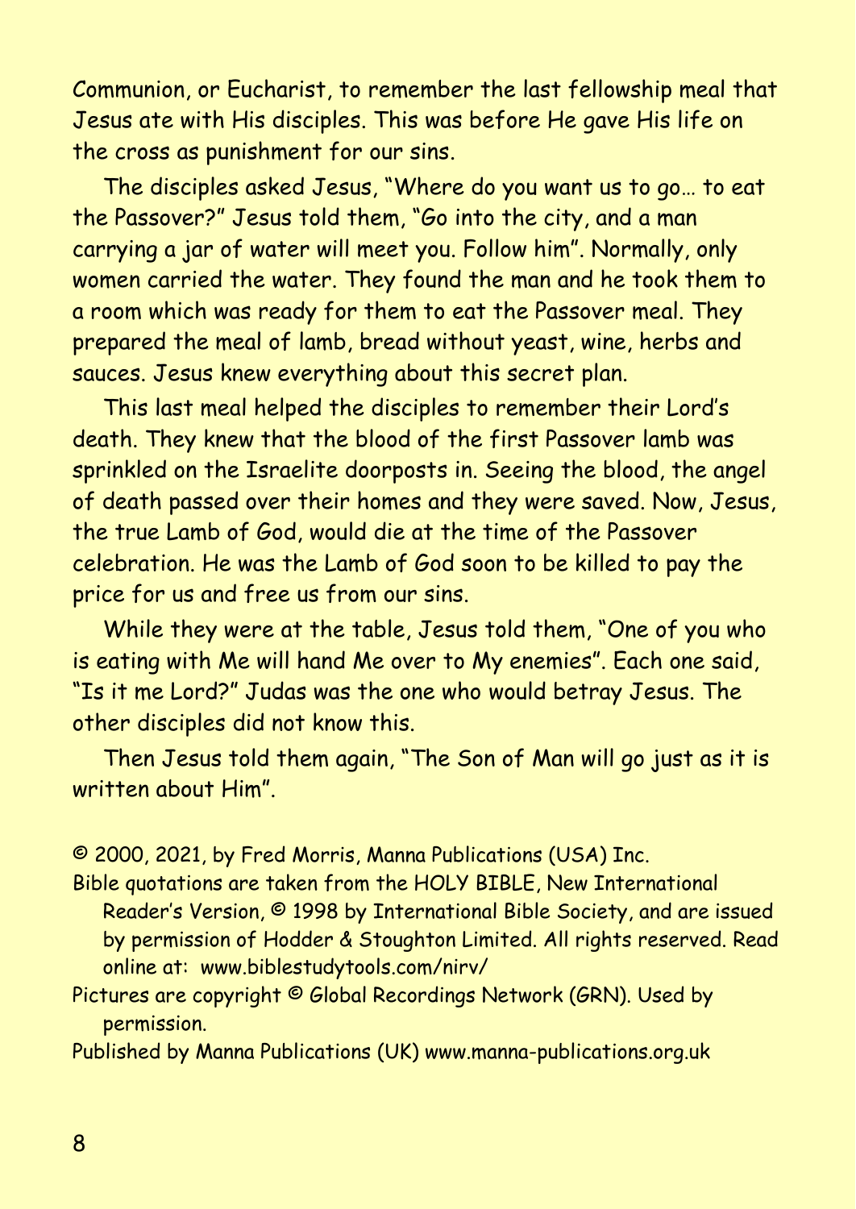Communion, or Eucharist, to remember the last fellowship meal that Jesus ate with His disciples. This was before He gave His life on the cross as punishment for our sins.

The disciples asked Jesus, "Where do you want us to go… to eat the Passover?" Jesus told them, "Go into the city, and a man carrying a jar of water will meet you. Follow him". Normally, only women carried the water. They found the man and he took them to a room which was ready for them to eat the Passover meal. They prepared the meal of lamb, bread without yeast, wine, herbs and sauces. Jesus knew everything about this secret plan.

This last meal helped the disciples to remember their Lord's death. They knew that the blood of the first Passover lamb was sprinkled on the Israelite doorposts in. Seeing the blood, the angel of death passed over their homes and they were saved. Now, Jesus, the true Lamb of God, would die at the time of the Passover celebration. He was the Lamb of God soon to be killed to pay the price for us and free us from our sins.

While they were at the table, Jesus told them, "One of you who is eating with Me will hand Me over to My enemies". Each one said, "Is it me Lord?" Judas was the one who would betray Jesus. The other disciples did not know this.

Then Jesus told them again, "The Son of Man will go just as it is written about Him".

© 2000, 2021, by Fred Morris, Manna Publications (USA) Inc.

Bible quotations are taken from the HOLY BIBLE, New International Reader's Version, © 1998 by International Bible Society, and are issued by permission of Hodder & Stoughton Limited. All rights reserved. Read online at: www.biblestudytools.com/nirv/

Pictures are copyright © Global Recordings Network (GRN). Used by permission.

Published by Manna Publications (UK) www.manna-publications.org.uk